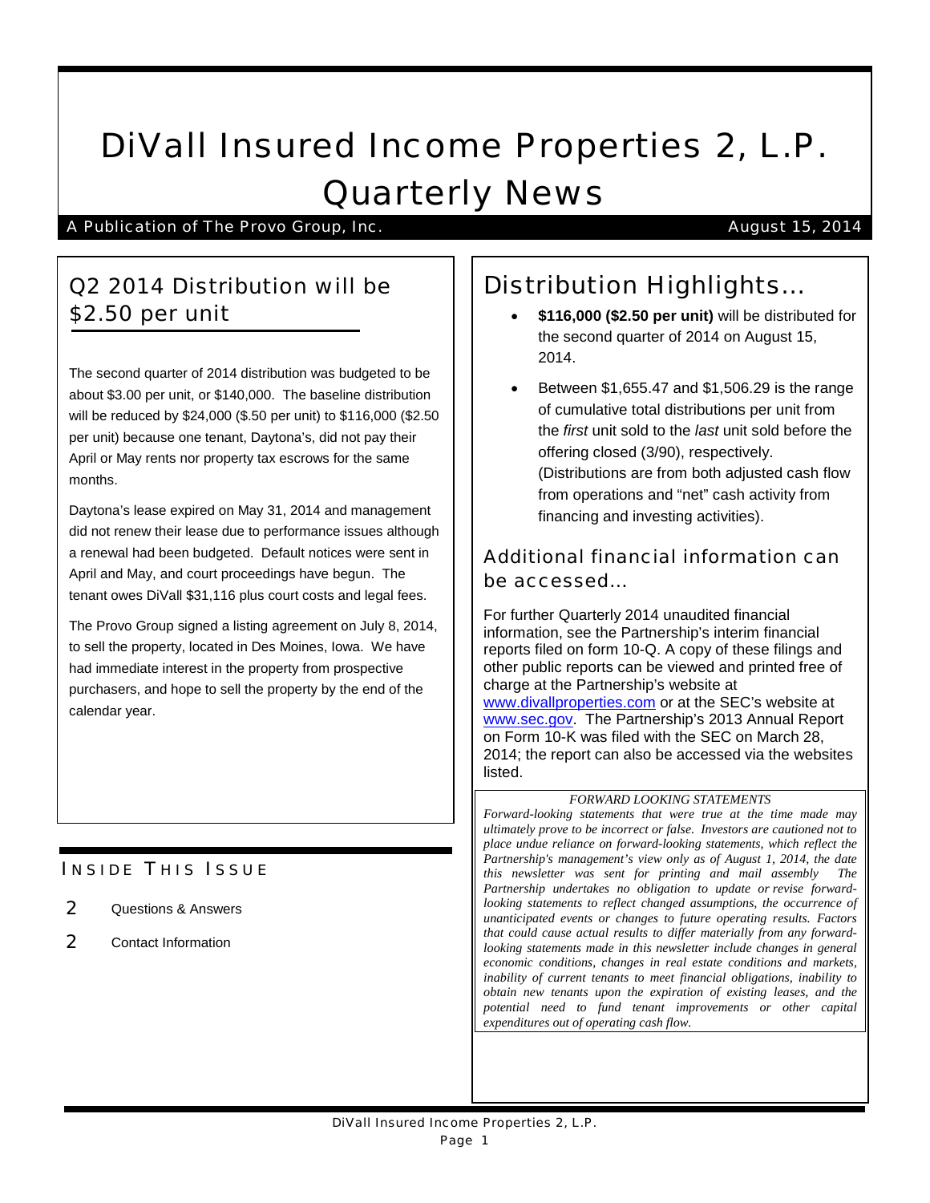# DiVall Insured Income Properties 2, L.P. Quarterly News

A Publication of The Provo Group, Inc. August 15, 2014

## Q2 2014 Distribution will be $2.50 per unit

The second quarter of 2014 distribution was budgeted to be about $3.00 per unit, or $140,000. The baseline distribution will be reduced by $24,000 ($.50 per unit) to $116,000 ($2.50 per unit) because one tenant, Daytona's, did not pay their April or May rents nor property tax escrows for the same months.

Daytona's lease expired on May 31, 2014 and management did not renew their lease due to performance issues although a renewal had been budgeted. Default notices were sent in April and May, and court proceedings have begun. The tenant owes DiVall $31,116 plus court costs and legal fees.

The Provo Group signed a listing agreement on July 8, 2014, to sell the property, located in Des Moines, Iowa. We have had immediate interest in the property from prospective purchasers, and hope to sell the property by the end of the calendar year.

## Distribution Highlights…

- **$116,000 ($2.50 per unit)** will be distributed for the second quarter of 2014 on August 15, 2014.
- Between $1,655.47 and $1,506.29 is the range of cumulative total distributions per unit from the *first* unit sold to the *last* unit sold before the offering closed (3/90), respectively. (Distributions are from both adjusted cash flow from operations and "net" cash activity from financing and investing activities).

### Additional financial information can be accessed…

For further Quarterly 2014 unaudited financial information, see the Partnership's interim financial reports filed on form 10-Q. A copy of these filings and other public reports can be viewed and printed free of charge at the Partnership's website at www.divallproperties.com or at the SEC's website at www.sec.gov. The Partnership's 2013 Annual Report on Form 10-K was filed with the SEC on March 28, 2014; the report can also be accessed via the websites listed.

*FORWARD LOOKING STATEMENTS*

*Forward-looking statements that were true at the time made may ultimately prove to be incorrect or false. Investors are cautioned not to place undue reliance on forward-looking statements, which reflect the Partnership's management's view only as of August 1, 2014, the date this newsletter was sent for printing and mail assembly The Partnership undertakes no obligation to update or revise forward-looking statements to reflect changed assumptions, the occurrence of unanticipated events or changes to future operating results. Factors that could cause actual results to differ materially from any forward-looking statements made in this newsletter include changes in general economic conditions, changes in real estate conditions and markets, inability of current tenants to meet financial obligations, inability to obtain new tenants upon the expiration of existing leases, and the potential need to fund tenant improvements or other capital expenditures out of operating cash flow.*

## Inside This Issue

| | |
|---|---|
| 2 | Questions & Answers |
| 2 | Contact Information |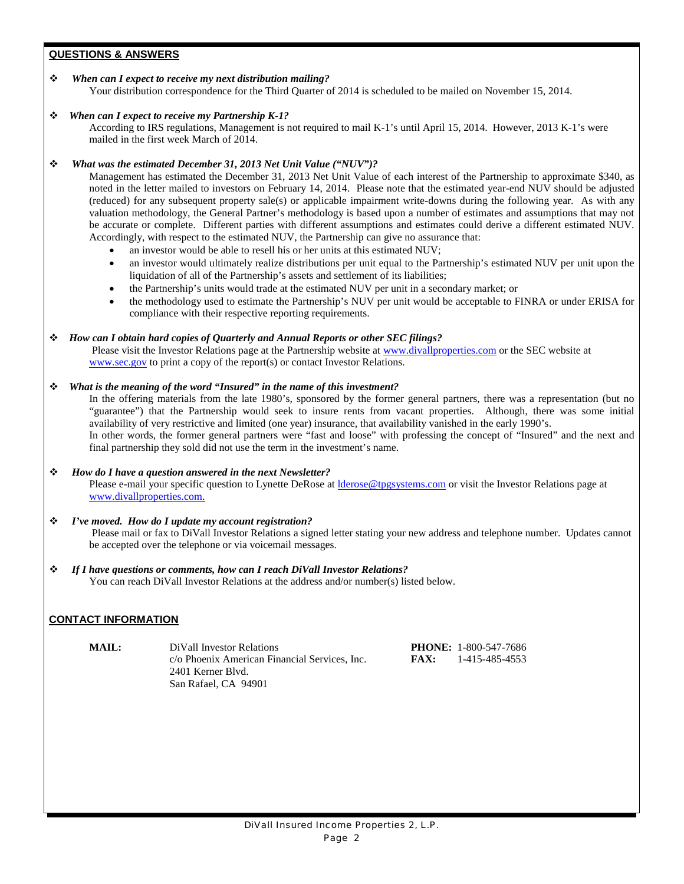## QUESTIONS & ANSWERS

- ***When can I expect to receive my next distribution mailing?***
  Your distribution correspondence for the Third Quarter of 2014 is scheduled to be mailed on November 15, 2014.

- ***When can I expect to receive my Partnership K-1?***
  According to IRS regulations, Management is not required to mail K-1's until April 15, 2014. However, 2013 K-1's were mailed in the first week March of 2014.

- ***What was the estimated December 31, 2013 Net Unit Value ("NUV")?***
  Management has estimated the December 31, 2013 Net Unit Value of each interest of the Partnership to approximate $340, as noted in the letter mailed to investors on February 14, 2014. Please note that the estimated year-end NUV should be adjusted (reduced) for any subsequent property sale(s) or applicable impairment write-downs during the following year. As with any valuation methodology, the General Partner's methodology is based upon a number of estimates and assumptions that may not be accurate or complete. Different parties with different assumptions and estimates could derive a different estimated NUV. Accordingly, with respect to the estimated NUV, the Partnership can give no assurance that:
  - an investor would be able to resell his or her units at this estimated NUV;
  - an investor would ultimately realize distributions per unit equal to the Partnership's estimated NUV per unit upon the liquidation of all of the Partnership's assets and settlement of its liabilities;
  - the Partnership's units would trade at the estimated NUV per unit in a secondary market; or
  - the methodology used to estimate the Partnership's NUV per unit would be acceptable to FINRA or under ERISA for compliance with their respective reporting requirements.

- ***How can I obtain hard copies of Quarterly and Annual Reports or other SEC filings?***
  Please visit the Investor Relations page at the Partnership website at www.divallproperties.com or the SEC website at www.sec.gov to print a copy of the report(s) or contact Investor Relations.

- ***What is the meaning of the word "Insured" in the name of this investment?***
  In the offering materials from the late 1980's, sponsored by the former general partners, there was a representation (but no "guarantee") that the Partnership would seek to insure rents from vacant properties. Although, there was some initial availability of very restrictive and limited (one year) insurance, that availability vanished in the early 1990's.
  In other words, the former general partners were "fast and loose" with professing the concept of "Insured" and the next and final partnership they sold did not use the term in the investment's name.

- ***How do I have a question answered in the next Newsletter?***
  Please e-mail your specific question to Lynette DeRose at lderose@tpgsystems.com or visit the Investor Relations page at www.divallproperties.com.

- ***I've moved. How do I update my account registration?***
  Please mail or fax to DiVall Investor Relations a signed letter stating your new address and telephone number. Updates cannot be accepted over the telephone or via voicemail messages.

- ***If I have questions or comments, how can I reach DiVall Investor Relations?***
  You can reach DiVall Investor Relations at the address and/or number(s) listed below.

## CONTACT INFORMATION

**MAIL:**
DiVall Investor Relations
c/o Phoenix American Financial Services, Inc.
2401 Kerner Blvd.
San Rafael, CA 94901

**PHONE:** 1-800-547-7686
**FAX:** 1-415-485-4553